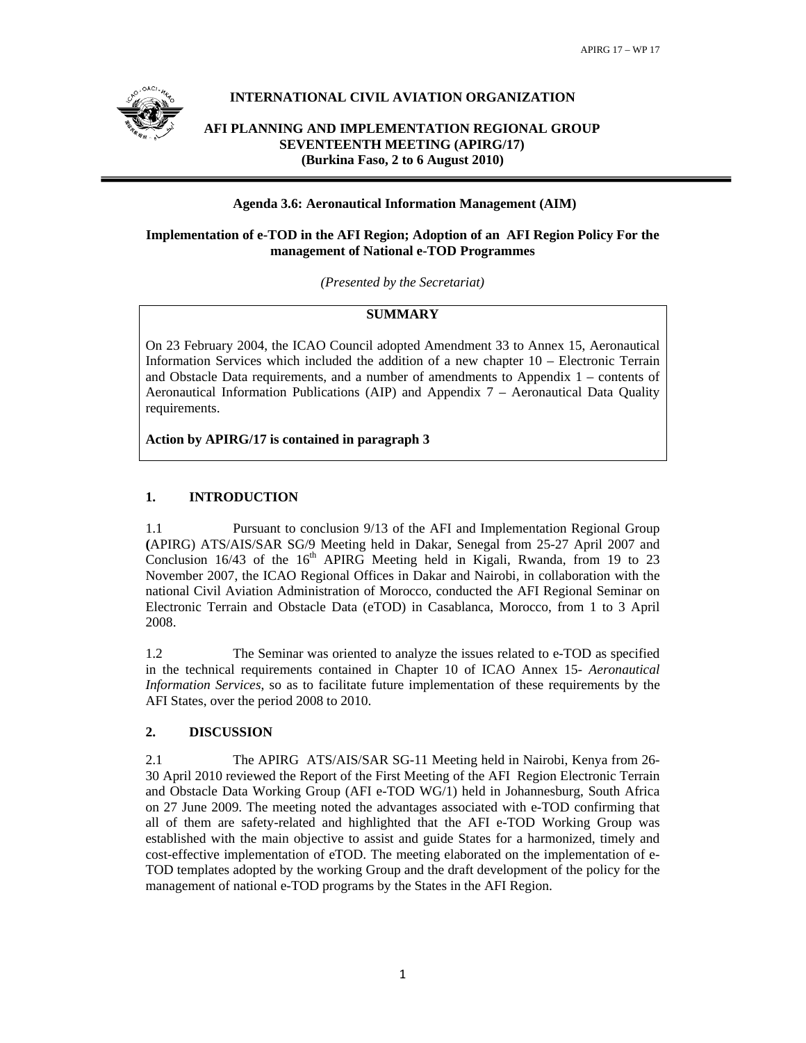**INTERNATIONAL CIVIL AVIATION ORGANIZATION**

**AFI PLANNING AND IMPLEMENTATION REGIONAL GROUP**
**SEVENTEENTH MEETING (APIRG/17)**
**(Burkina Faso, 2 to 6 August 2010)**

---

**Agenda 3.6: Aeronautical Information Management (AIM)**

**Implementation of e-TOD in the AFI Region; Adoption of an AFI Region Policy For the management of National e-TOD Programmes**

*(Presented by the Secretariat)*

| **SUMMARY** |
|---|
| On 23 February 2004, the ICAO Council adopted Amendment 33 to Annex 15, Aeronautical Information Services which included the addition of a new chapter 10 – Electronic Terrain and Obstacle Data requirements, and a number of amendments to Appendix 1 – contents of Aeronautical Information Publications (AIP) and Appendix 7 – Aeronautical Data Quality requirements. **Action by APIRG/17 is contained in paragraph 3** |

## 1. INTRODUCTION

1.1 Pursuant to conclusion 9/13 of the AFI and Implementation Regional Group (APIRG) ATS/AIS/SAR SG/9 Meeting held in Dakar, Senegal from 25-27 April 2007 and Conclusion 16/43 of the 16th APIRG Meeting held in Kigali, Rwanda, from 19 to 23 November 2007, the ICAO Regional Offices in Dakar and Nairobi, in collaboration with the national Civil Aviation Administration of Morocco, conducted the AFI Regional Seminar on Electronic Terrain and Obstacle Data (eTOD) in Casablanca, Morocco, from 1 to 3 April 2008.

1.2 The Seminar was oriented to analyze the issues related to e-TOD as specified in the technical requirements contained in Chapter 10 of ICAO Annex 15- *Aeronautical Information Services*, so as to facilitate future implementation of these requirements by the AFI States, over the period 2008 to 2010.

## 2. DISCUSSION

2.1 The APIRG ATS/AIS/SAR SG-11 Meeting held in Nairobi, Kenya from 26-30 April 2010 reviewed the Report of the First Meeting of the AFI Region Electronic Terrain and Obstacle Data Working Group (AFI e-TOD WG/1) held in Johannesburg, South Africa on 27 June 2009. The meeting noted the advantages associated with e-TOD confirming that all of them are safety-related and highlighted that the AFI e-TOD Working Group was established with the main objective to assist and guide States for a harmonized, timely and cost-effective implementation of eTOD. The meeting elaborated on the implementation of e-TOD templates adopted by the working Group and the draft development of the policy for the management of national e-TOD programs by the States in the AFI Region.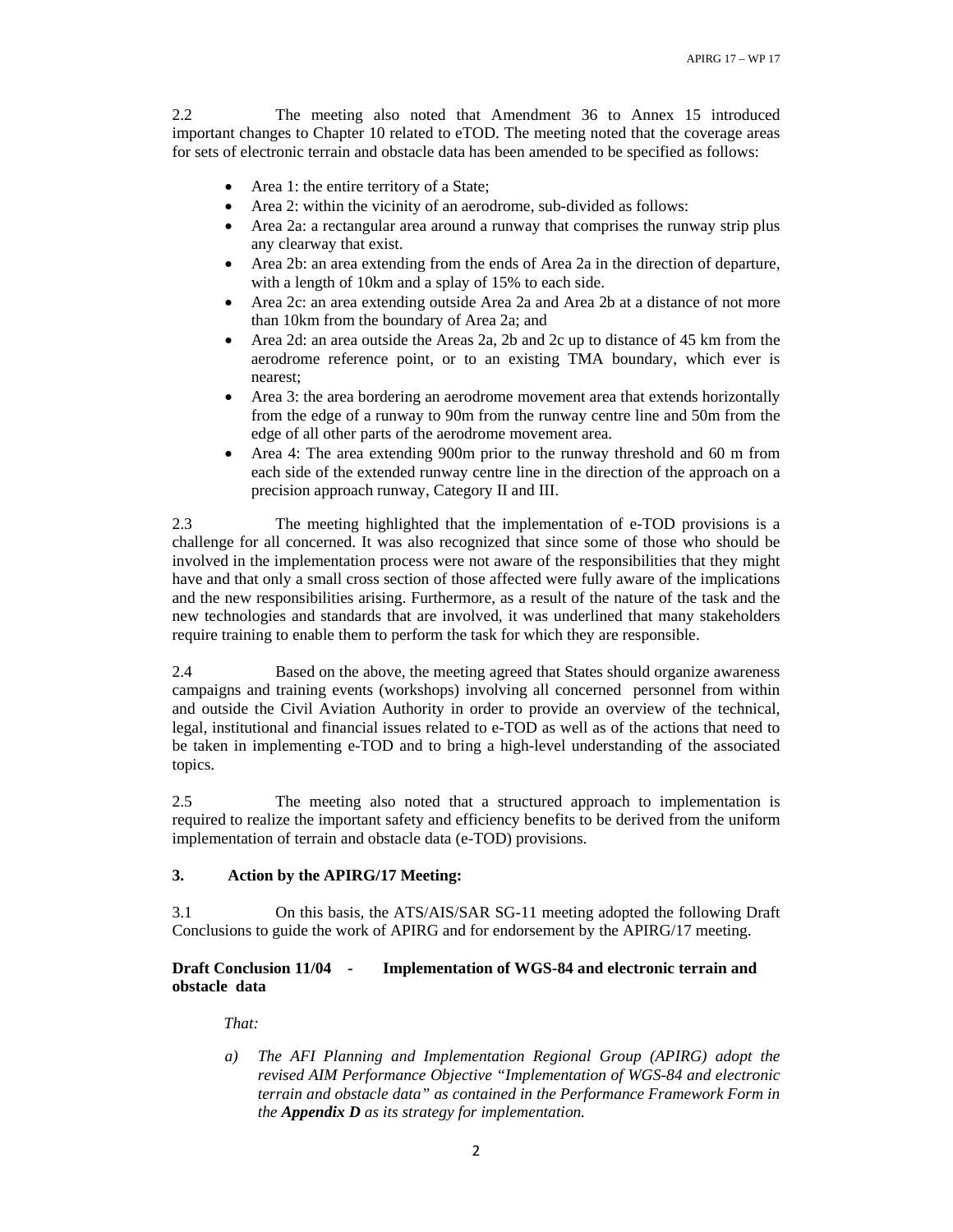2.2 The meeting also noted that Amendment 36 to Annex 15 introduced important changes to Chapter 10 related to eTOD. The meeting noted that the coverage areas for sets of electronic terrain and obstacle data has been amended to be specified as follows:

- Area 1: the entire territory of a State;
- Area 2: within the vicinity of an aerodrome, sub-divided as follows:
- Area 2a: a rectangular area around a runway that comprises the runway strip plus any clearway that exist.
- Area 2b: an area extending from the ends of Area 2a in the direction of departure, with a length of 10km and a splay of 15% to each side.
- Area 2c: an area extending outside Area 2a and Area 2b at a distance of not more than 10km from the boundary of Area 2a; and
- Area 2d: an area outside the Areas 2a, 2b and 2c up to distance of 45 km from the aerodrome reference point, or to an existing TMA boundary, which ever is nearest;
- Area 3: the area bordering an aerodrome movement area that extends horizontally from the edge of a runway to 90m from the runway centre line and 50m from the edge of all other parts of the aerodrome movement area.
- Area 4: The area extending 900m prior to the runway threshold and 60 m from each side of the extended runway centre line in the direction of the approach on a precision approach runway, Category II and III.

2.3 The meeting highlighted that the implementation of e-TOD provisions is a challenge for all concerned. It was also recognized that since some of those who should be involved in the implementation process were not aware of the responsibilities that they might have and that only a small cross section of those affected were fully aware of the implications and the new responsibilities arising. Furthermore, as a result of the nature of the task and the new technologies and standards that are involved, it was underlined that many stakeholders require training to enable them to perform the task for which they are responsible.

2.4 Based on the above, the meeting agreed that States should organize awareness campaigns and training events (workshops) involving all concerned personnel from within and outside the Civil Aviation Authority in order to provide an overview of the technical, legal, institutional and financial issues related to e-TOD as well as of the actions that need to be taken in implementing e-TOD and to bring a high-level understanding of the associated topics.

2.5 The meeting also noted that a structured approach to implementation is required to realize the important safety and efficiency benefits to be derived from the uniform implementation of terrain and obstacle data (e-TOD) provisions.

## 3. Action by the APIRG/17 Meeting:

3.1 On this basis, the ATS/AIS/SAR SG-11 meeting adopted the following Draft Conclusions to guide the work of APIRG and for endorsement by the APIRG/17 meeting.

**Draft Conclusion 11/04 - Implementation of WGS-84 and electronic terrain and obstacle data**

*That:*

*a) The AFI Planning and Implementation Regional Group (APIRG) adopt the revised AIM Performance Objective "Implementation of WGS-84 and electronic terrain and obstacle data" as contained in the Performance Framework Form in the* ***Appendix D*** *as its strategy for implementation.*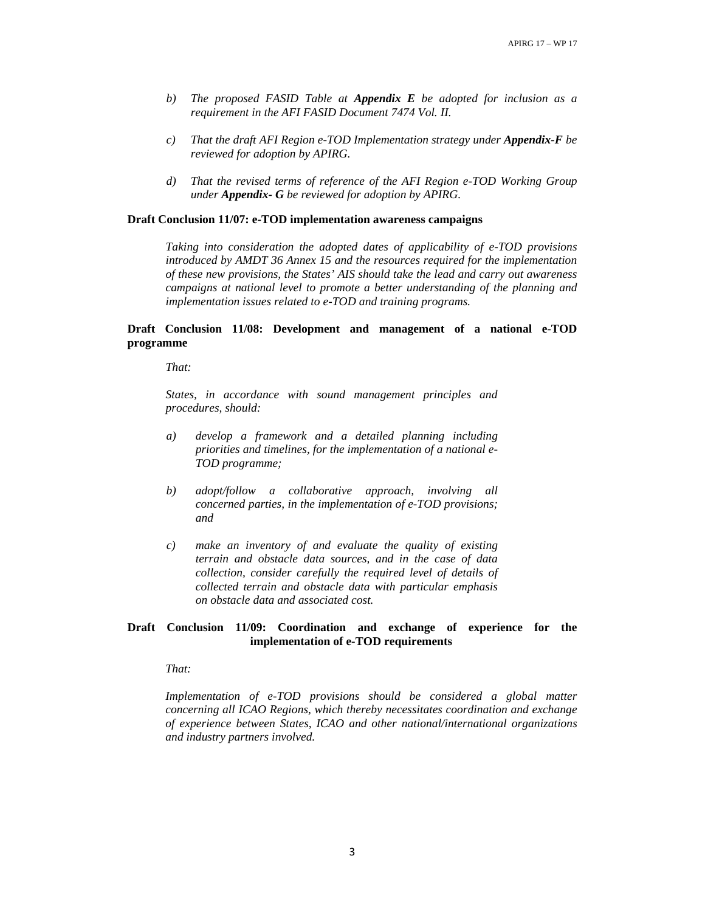*b) The proposed FASID Table at* ***Appendix E*** *be adopted for inclusion as a requirement in the AFI FASID Document 7474 Vol. II.*

*c) That the draft AFI Region e-TOD Implementation strategy under* ***Appendix-F*** *be reviewed for adoption by APIRG.*

*d) That the revised terms of reference of the AFI Region e-TOD Working Group under* ***Appendix- G*** *be reviewed for adoption by APIRG.*

**Draft Conclusion 11/07: e-TOD implementation awareness campaigns**

*Taking into consideration the adopted dates of applicability of e-TOD provisions introduced by AMDT 36 Annex 15 and the resources required for the implementation of these new provisions, the States' AIS should take the lead and carry out awareness campaigns at national level to promote a better understanding of the planning and implementation issues related to e-TOD and training programs.*

**Draft Conclusion 11/08: Development and management of a national e-TOD programme**

*That:*

*States, in accordance with sound management principles and procedures, should:*

*a) develop a framework and a detailed planning including priorities and timelines, for the implementation of a national e-TOD programme;*

*b) adopt/follow a collaborative approach, involving all concerned parties, in the implementation of e-TOD provisions; and*

*c) make an inventory of and evaluate the quality of existing terrain and obstacle data sources, and in the case of data collection, consider carefully the required level of details of collected terrain and obstacle data with particular emphasis on obstacle data and associated cost.*

**Draft Conclusion 11/09: Coordination and exchange of experience for the implementation of e-TOD requirements**

*That:*

*Implementation of e-TOD provisions should be considered a global matter concerning all ICAO Regions, which thereby necessitates coordination and exchange of experience between States, ICAO and other national/international organizations and industry partners involved.*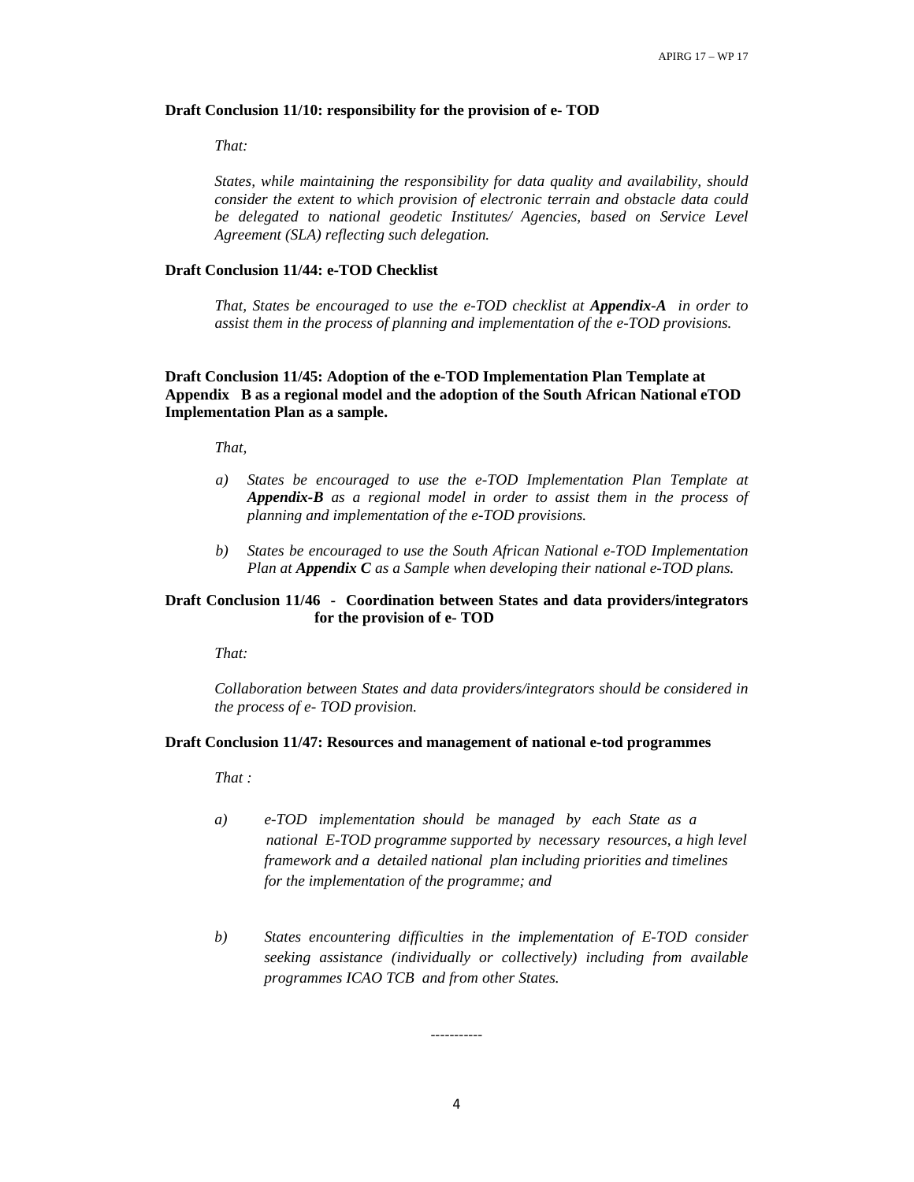**Draft Conclusion 11/10: responsibility for the provision of e- TOD**

*That:*

*States, while maintaining the responsibility for data quality and availability, should consider the extent to which provision of electronic terrain and obstacle data could be delegated to national geodetic Institutes/ Agencies, based on Service Level Agreement (SLA) reflecting such delegation.*

**Draft Conclusion 11/44: e-TOD Checklist**

*That, States be encouraged to use the e-TOD checklist at **Appendix-A** in order to assist them in the process of planning and implementation of the e-TOD provisions.*

**Draft Conclusion 11/45: Adoption of the e-TOD Implementation Plan Template at Appendix B as a regional model and the adoption of the South African National eTOD Implementation Plan as a sample.**

*That,*

*a) States be encouraged to use the e-TOD Implementation Plan Template at **Appendix-B** as a regional model in order to assist them in the process of planning and implementation of the e-TOD provisions.*

*b) States be encouraged to use the South African National e-TOD Implementation Plan at **Appendix C** as a Sample when developing their national e-TOD plans.*

**Draft Conclusion 11/46 - Coordination between States and data providers/integrators for the provision of e- TOD**

*That:*

*Collaboration between States and data providers/integrators should be considered in the process of e- TOD provision.*

**Draft Conclusion 11/47: Resources and management of national e-tod programmes**

*That :*

*a) e-TOD implementation should be managed by each State as a national E-TOD programme supported by necessary resources, a high level framework and a detailed national plan including priorities and timelines for the implementation of the programme; and*

*b) States encountering difficulties in the implementation of E-TOD consider seeking assistance (individually or collectively) including from available programmes ICAO TCB and from other States.*

-----------